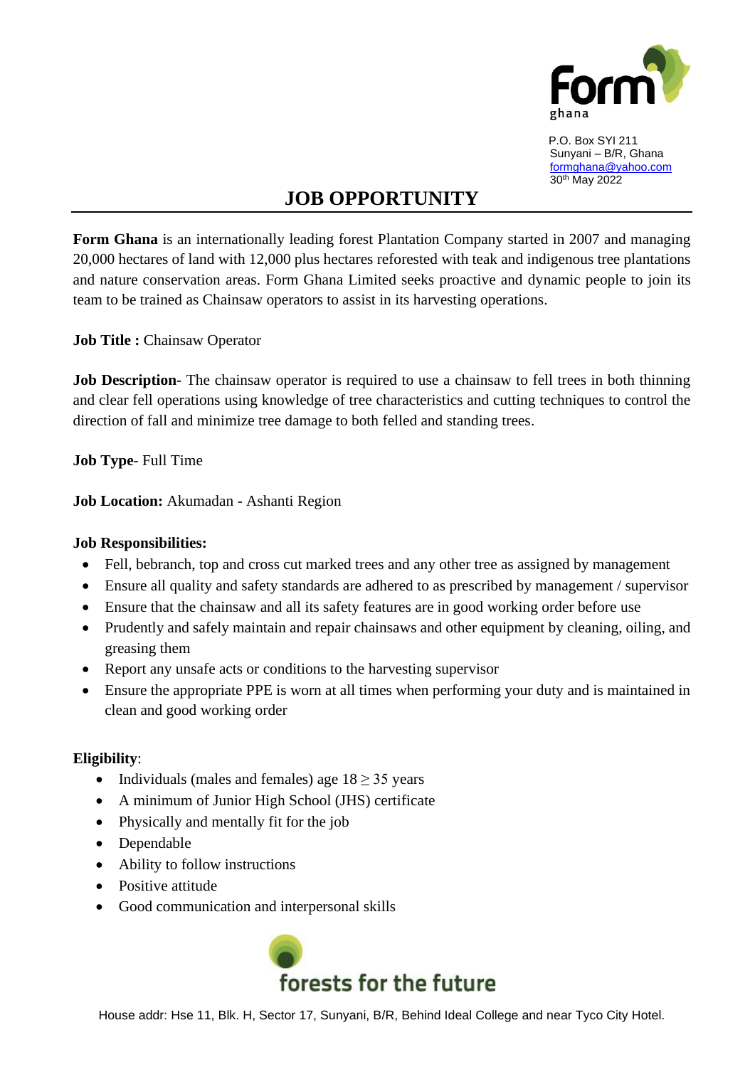Form ghana

P.O. Box SYI 211
Sunyani – B/R, Ghana
formghana@yahoo.com
30th May 2022

# JOB OPPORTUNITY

**Form Ghana** is an internationally leading forest Plantation Company started in 2007 and managing 20,000 hectares of land with 12,000 plus hectares reforested with teak and indigenous tree plantations and nature conservation areas. Form Ghana Limited seeks proactive and dynamic people to join its team to be trained as Chainsaw operators to assist in its harvesting operations.

**Job Title :** Chainsaw Operator

**Job Description**- The chainsaw operator is required to use a chainsaw to fell trees in both thinning and clear fell operations using knowledge of tree characteristics and cutting techniques to control the direction of fall and minimize tree damage to both felled and standing trees.

**Job Type**- Full Time

**Job Location:** Akumadan - Ashanti Region

**Job Responsibilities:**

- Fell, bebranch, top and cross cut marked trees and any other tree as assigned by management
- Ensure all quality and safety standards are adhered to as prescribed by management / supervisor
- Ensure that the chainsaw and all its safety features are in good working order before use
- Prudently and safely maintain and repair chainsaws and other equipment by cleaning, oiling, and greasing them
- Report any unsafe acts or conditions to the harvesting supervisor
- Ensure the appropriate PPE is worn at all times when performing your duty and is maintained in clean and good working order

**Eligibility**:

- Individuals (males and females) age 18 ≥ 35 years
- A minimum of Junior High School (JHS) certificate
- Physically and mentally fit for the job
- Dependable
- Ability to follow instructions
- Positive attitude
- Good communication and interpersonal skills

forests for the future

House addr: Hse 11, Blk. H, Sector 17, Sunyani, B/R, Behind Ideal College and near Tyco City Hotel.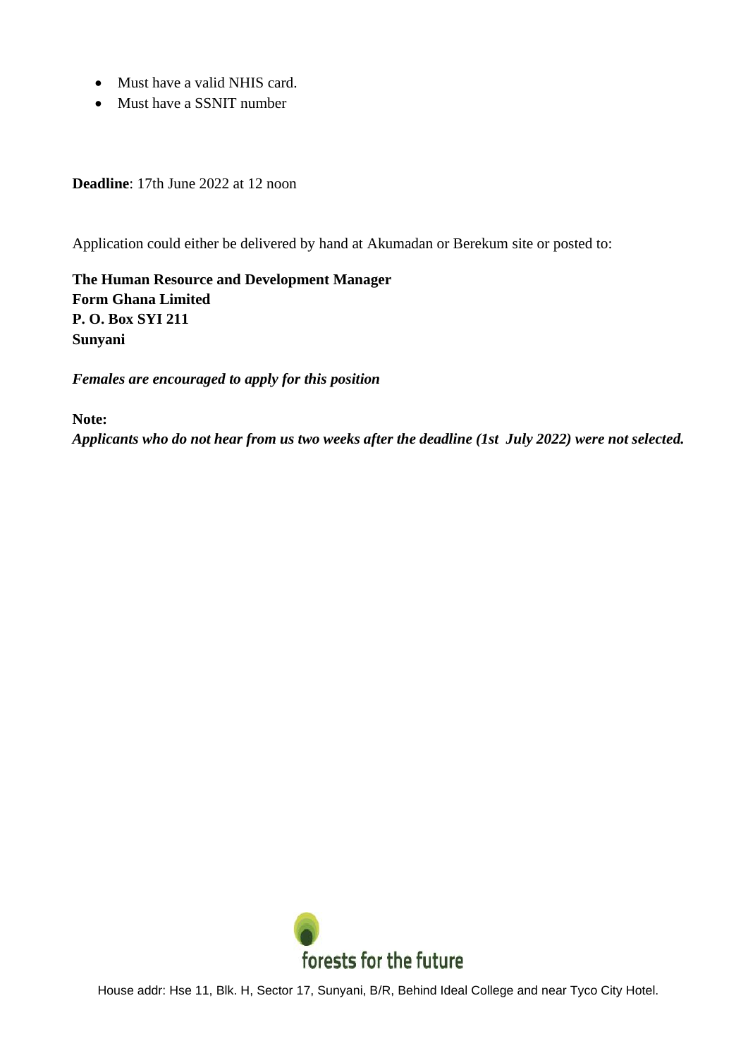- Must have a valid NHIS card.
- Must have a SSNIT number

**Deadline**: 17th June 2022 at 12 noon

Application could either be delivered by hand at Akumadan or Berekum site or posted to:

**The Human Resource and Development Manager**
**Form Ghana Limited**
**P. O. Box SYI 211**
**Sunyani**

***Females are encouraged to apply for this position***

**Note:**
***Applicants who do not hear from us two weeks after the deadline (1st July 2022) were not selected.***

forests for the future

House addr: Hse 11, Blk. H, Sector 17, Sunyani, B/R, Behind Ideal College and near Tyco City Hotel.